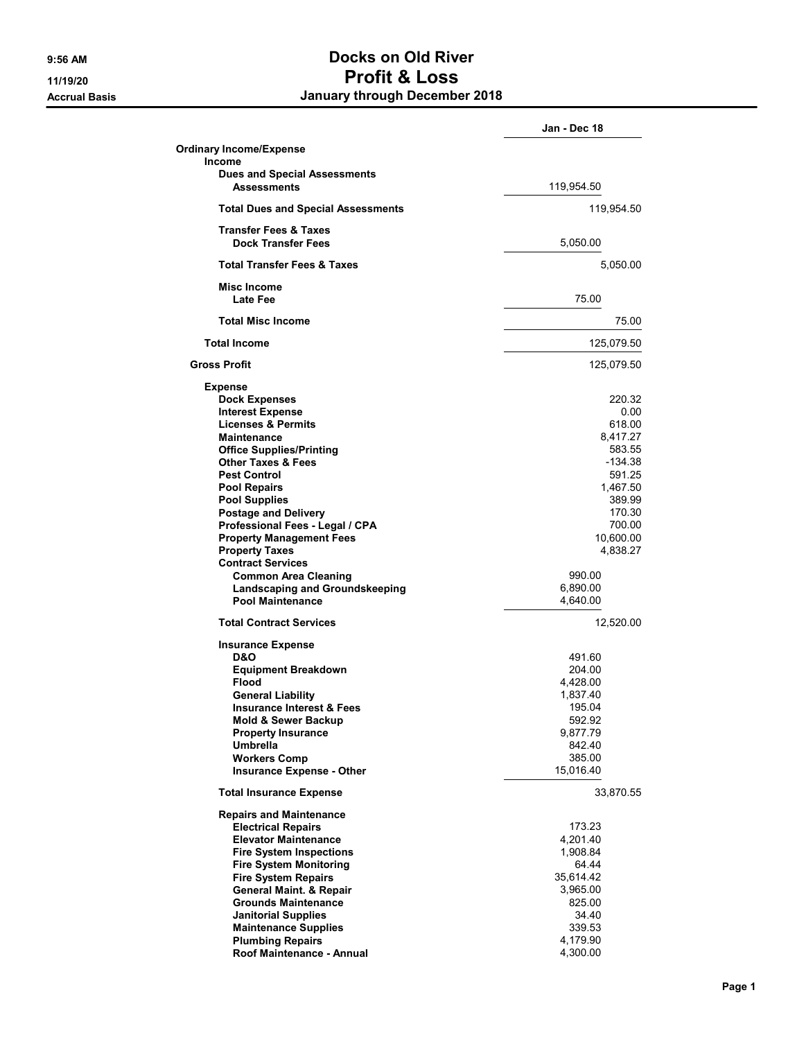# Docs on Old River

## Profit & Loss

### January through December 2018

9:56 AM
11/19/20
Accrual Basis

| | Jan - Dec 18 | |
|---|---|---|
| **Ordinary Income/Expense** | | |
| **Income** | | |
| **Dues and Special Assessments** | | |
| **Assessments** | 119,954.50 | |
| **Total Dues and Special Assessments** | | 119,954.50 |
| **Transfer Fees & Taxes** | | |
| **Dock Transfer Fees** | 5,050.00 | |
| **Total Transfer Fees & Taxes** | | 5,050.00 |
| **Misc Income** | | |
| **Late Fee** | 75.00 | |
| **Total Misc Income** | | 75.00 |
| **Total Income** | | 125,079.50 |
| **Gross Profit** | | 125,079.50 |
| **Expense** | | |
| **Dock Expenses** | | 220.32 |
| **Interest Expense** | | 0.00 |
| **Licenses & Permits** | | 618.00 |
| **Maintenance** | | 8,417.27 |
| **Office Supplies/Printing** | | 583.55 |
| **Other Taxes & Fees** | | -134.38 |
| **Pest Control** | | 591.25 |
| **Pool Repairs** | | 1,467.50 |
| **Pool Supplies** | | 389.99 |
| **Postage and Delivery** | | 170.30 |
| **Professional Fees - Legal / CPA** | | 700.00 |
| **Property Management Fees** | | 10,600.00 |
| **Property Taxes** | | 4,838.27 |
| **Contract Services** | | |
| **Common Area Cleaning** | 990.00 | |
| **Landscaping and Groundskeeping** | 6,890.00 | |
| **Pool Maintenance** | 4,640.00 | |
| **Total Contract Services** | | 12,520.00 |
| **Insurance Expense** | | |
| **D&O** | 491.60 | |
| **Equipment Breakdown** | 204.00 | |
| **Flood** | 4,428.00 | |
| **General Liability** | 1,837.40 | |
| **Insurance Interest & Fees** | 195.04 | |
| **Mold & Sewer Backup** | 592.92 | |
| **Property Insurance** | 9,877.79 | |
| **Umbrella** | 842.40 | |
| **Workers Comp** | 385.00 | |
| **Insurance Expense - Other** | 15,016.40 | |
| **Total Insurance Expense** | | 33,870.55 |
| **Repairs and Maintenance** | | |
| **Electrical Repairs** | 173.23 | |
| **Elevator Maintenance** | 4,201.40 | |
| **Fire System Inspections** | 1,908.84 | |
| **Fire System Monitoring** | 64.44 | |
| **Fire System Repairs** | 35,614.42 | |
| **General Maint. & Repair** | 3,965.00 | |
| **Grounds Maintenance** | 825.00 | |
| **Janitorial Supplies** | 34.40 | |
| **Maintenance Supplies** | 339.53 | |
| **Plumbing Repairs** | 4,179.90 | |
| **Roof Maintenance - Annual** | 4,300.00 | |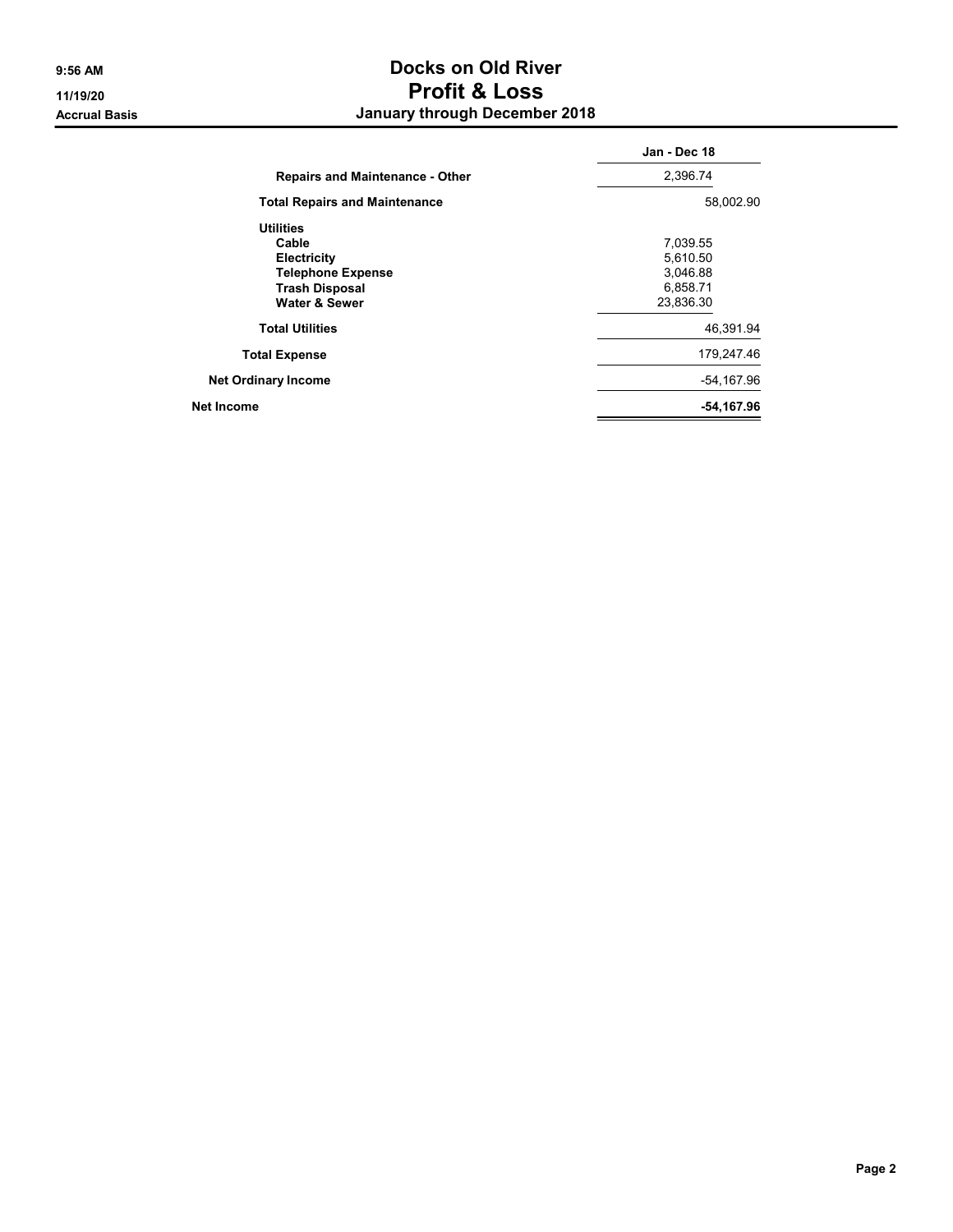# Docks on Old River
## Profit & Loss
### January through December 2018

9:56 AM
11/19/20
Accrual Basis

| | Jan - Dec 18 |
|---|---|
| Repairs and Maintenance - Other | 2,396.74 |
| **Total Repairs and Maintenance** | 58,002.90 |
| **Utilities** | |
| Cable | 7,039.55 |
| Electricity | 5,610.50 |
| Telephone Expense | 3,046.88 |
| Trash Disposal | 6,858.71 |
| Water & Sewer | 23,836.30 |
| **Total Utilities** | 46,391.94 |
| **Total Expense** | 179,247.46 |
| **Net Ordinary Income** | -54,167.96 |
| **Net Income** | **-54,167.96** |